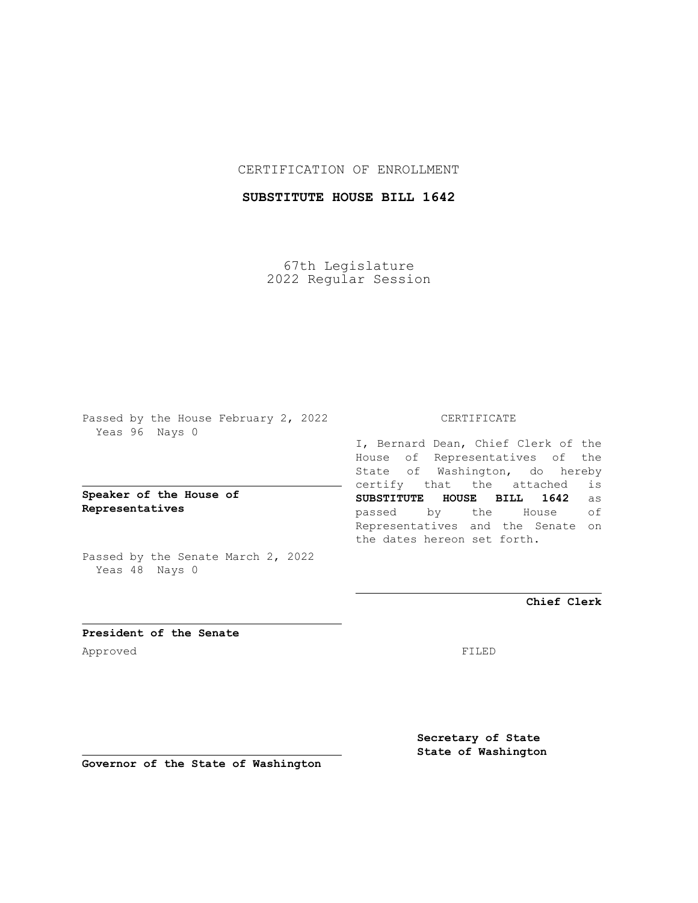CERTIFICATION OF ENROLLMENT

**SUBSTITUTE HOUSE BILL 1642**

67th Legislature
2022 Regular Session

Passed by the House February 2, 2022
Yeas 96 Nays 0

**Speaker of the House of Representatives**

Passed by the Senate March 2, 2022
Yeas 48 Nays 0

**President of the Senate**

Approved

**Governor of the State of Washington**

CERTIFICATE

I, Bernard Dean, Chief Clerk of the House of Representatives of the State of Washington, do hereby certify that the attached is **SUBSTITUTE HOUSE BILL 1642** as passed by the House of Representatives and the Senate on the dates hereon set forth.

**Chief Clerk**

FILED

**Secretary of State**
**State of Washington**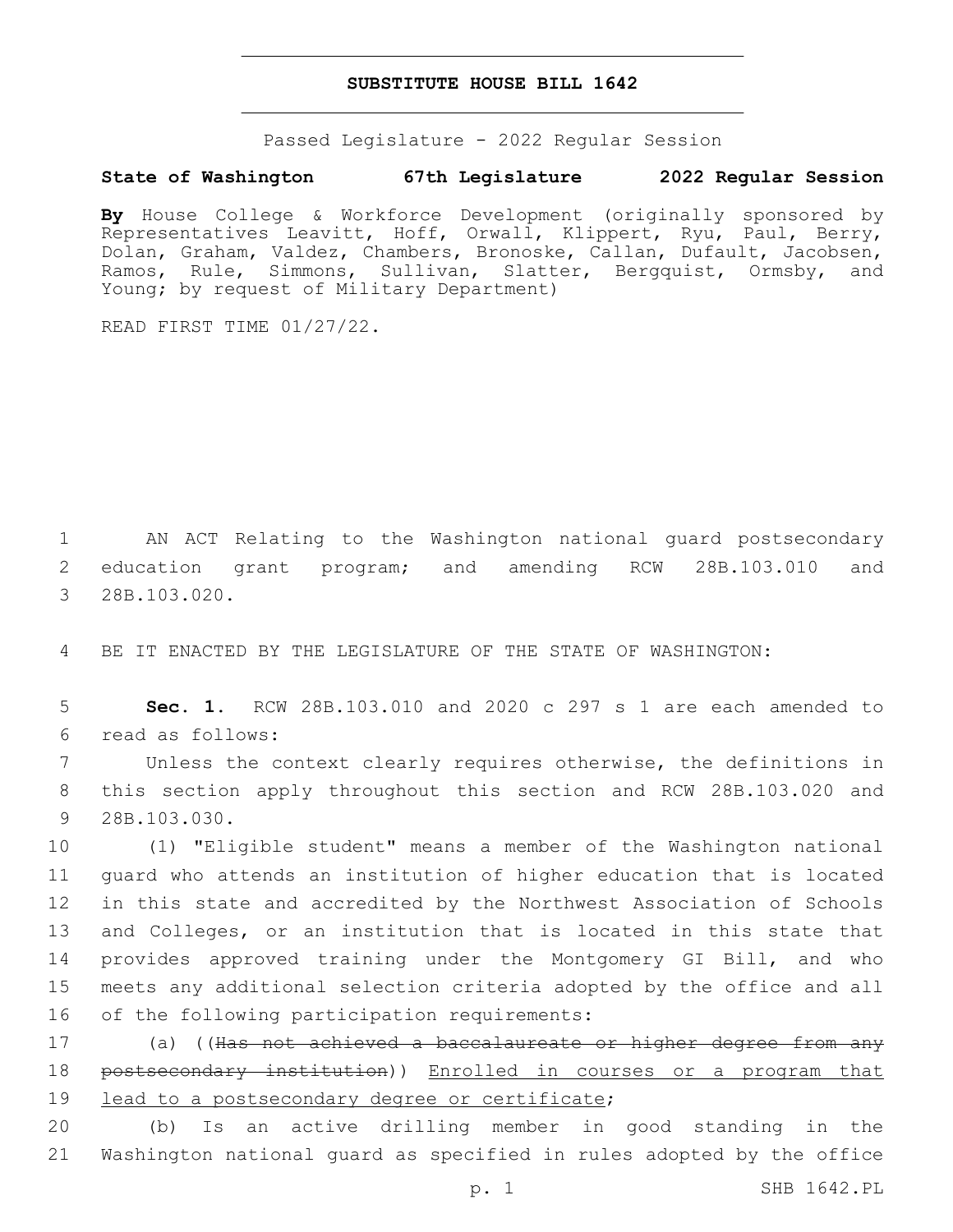# SUBSTITUTE HOUSE BILL 1642

Passed Legislature - 2022 Regular Session

**State of Washington 67th Legislature 2022 Regular Session**

**By** House College & Workforce Development (originally sponsored by Representatives Leavitt, Hoff, Orwall, Klippert, Ryu, Paul, Berry, Dolan, Graham, Valdez, Chambers, Bronoske, Callan, Dufault, Jacobsen, Ramos, Rule, Simmons, Sullivan, Slatter, Bergquist, Ormsby, and Young; by request of Military Department)

READ FIRST TIME 01/27/22.

AN ACT Relating to the Washington national guard postsecondary education grant program; and amending RCW 28B.103.010 and 28B.103.020.

BE IT ENACTED BY THE LEGISLATURE OF THE STATE OF WASHINGTON:

**Sec. 1.** RCW 28B.103.010 and 2020 c 297 s 1 are each amended to read as follows:

Unless the context clearly requires otherwise, the definitions in this section apply throughout this section and RCW 28B.103.020 and 28B.103.030.

(1) "Eligible student" means a member of the Washington national guard who attends an institution of higher education that is located in this state and accredited by the Northwest Association of Schools and Colleges, or an institution that is located in this state that provides approved training under the Montgomery GI Bill, and who meets any additional selection criteria adopted by the office and all of the following participation requirements:

(a) ((~~Has not achieved a baccalaureate or higher degree from any postsecondary institution~~)) <u>Enrolled in courses or a program that lead to a postsecondary degree or certificate</u>;

(b) Is an active drilling member in good standing in the Washington national guard as specified in rules adopted by the office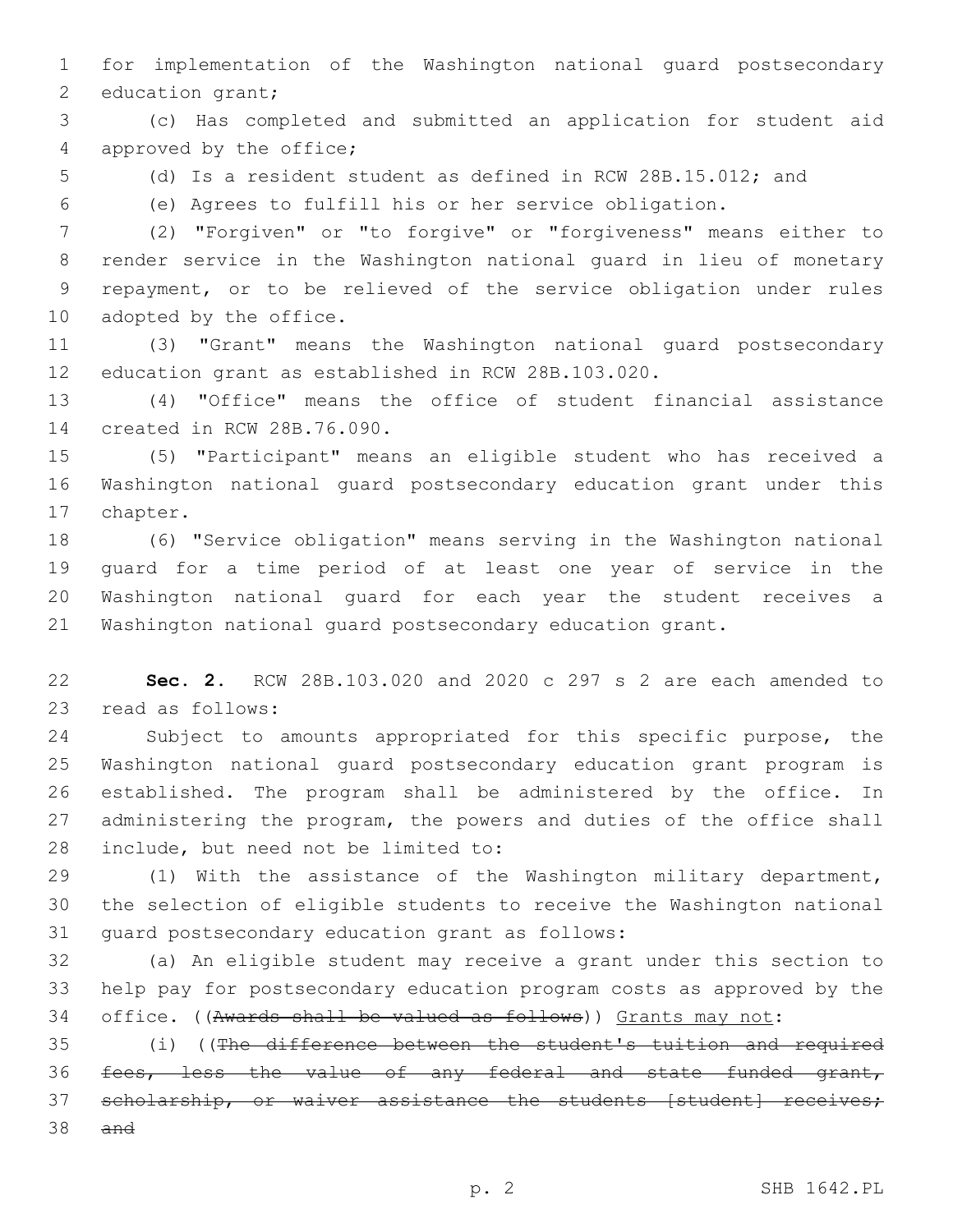for implementation of the Washington national guard postsecondary education grant;

(c) Has completed and submitted an application for student aid approved by the office;

(d) Is a resident student as defined in RCW 28B.15.012; and

(e) Agrees to fulfill his or her service obligation.

(2) "Forgiven" or "to forgive" or "forgiveness" means either to render service in the Washington national guard in lieu of monetary repayment, or to be relieved of the service obligation under rules adopted by the office.

(3) "Grant" means the Washington national guard postsecondary education grant as established in RCW 28B.103.020.

(4) "Office" means the office of student financial assistance created in RCW 28B.76.090.

(5) "Participant" means an eligible student who has received a Washington national guard postsecondary education grant under this chapter.

(6) "Service obligation" means serving in the Washington national guard for a time period of at least one year of service in the Washington national guard for each year the student receives a Washington national guard postsecondary education grant.

**Sec. 2.** RCW 28B.103.020 and 2020 c 297 s 2 are each amended to read as follows:

Subject to amounts appropriated for this specific purpose, the Washington national guard postsecondary education grant program is established. The program shall be administered by the office. In administering the program, the powers and duties of the office shall include, but need not be limited to:

(1) With the assistance of the Washington military department, the selection of eligible students to receive the Washington national guard postsecondary education grant as follows:

(a) An eligible student may receive a grant under this section to help pay for postsecondary education program costs as approved by the office. ((~~Awards shall be valued as follows~~)) <u>Grants may not</u>:

(i) ((~~The difference between the student's tuition and required fees, less the value of any federal and state funded grant, scholarship, or waiver assistance the students [student] receives; and~~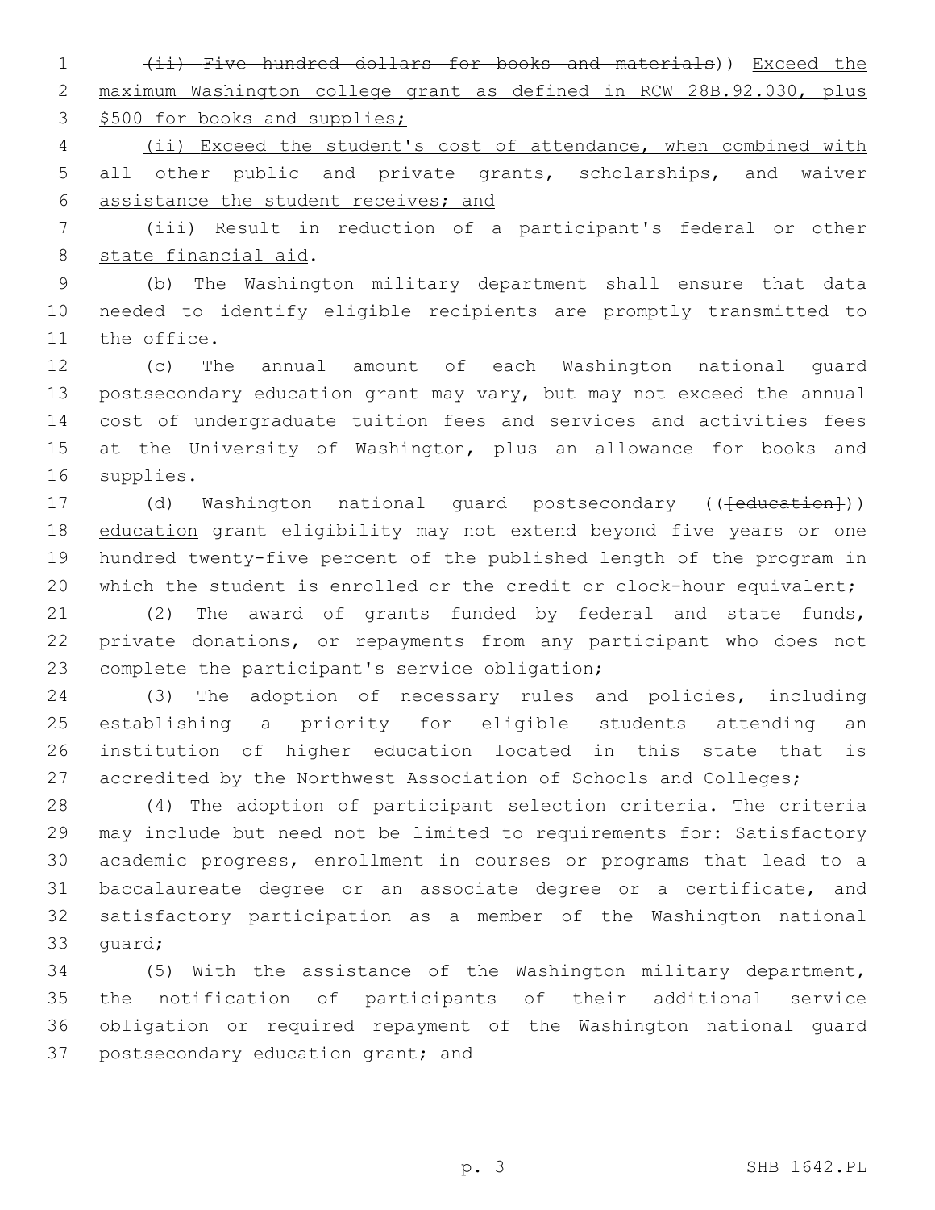~~(ii) Five hundred dollars for books and materials~~)) Exceed the maximum Washington college grant as defined in RCW 28B.92.030, plus $500 for books and supplies;

(ii) Exceed the student's cost of attendance, when combined with all other public and private grants, scholarships, and waiver assistance the student receives; and

(iii) Result in reduction of a participant's federal or other state financial aid.

(b) The Washington military department shall ensure that data needed to identify eligible recipients are promptly transmitted to the office.

(c) The annual amount of each Washington national guard postsecondary education grant may vary, but may not exceed the annual cost of undergraduate tuition fees and services and activities fees at the University of Washington, plus an allowance for books and supplies.

(d) Washington national guard postsecondary ((~~[education]~~)) education grant eligibility may not extend beyond five years or one hundred twenty-five percent of the published length of the program in which the student is enrolled or the credit or clock-hour equivalent;

(2) The award of grants funded by federal and state funds, private donations, or repayments from any participant who does not complete the participant's service obligation;

(3) The adoption of necessary rules and policies, including establishing a priority for eligible students attending an institution of higher education located in this state that is accredited by the Northwest Association of Schools and Colleges;

(4) The adoption of participant selection criteria. The criteria may include but need not be limited to requirements for: Satisfactory academic progress, enrollment in courses or programs that lead to a baccalaureate degree or an associate degree or a certificate, and satisfactory participation as a member of the Washington national guard;

(5) With the assistance of the Washington military department, the notification of participants of their additional service obligation or required repayment of the Washington national guard postsecondary education grant; and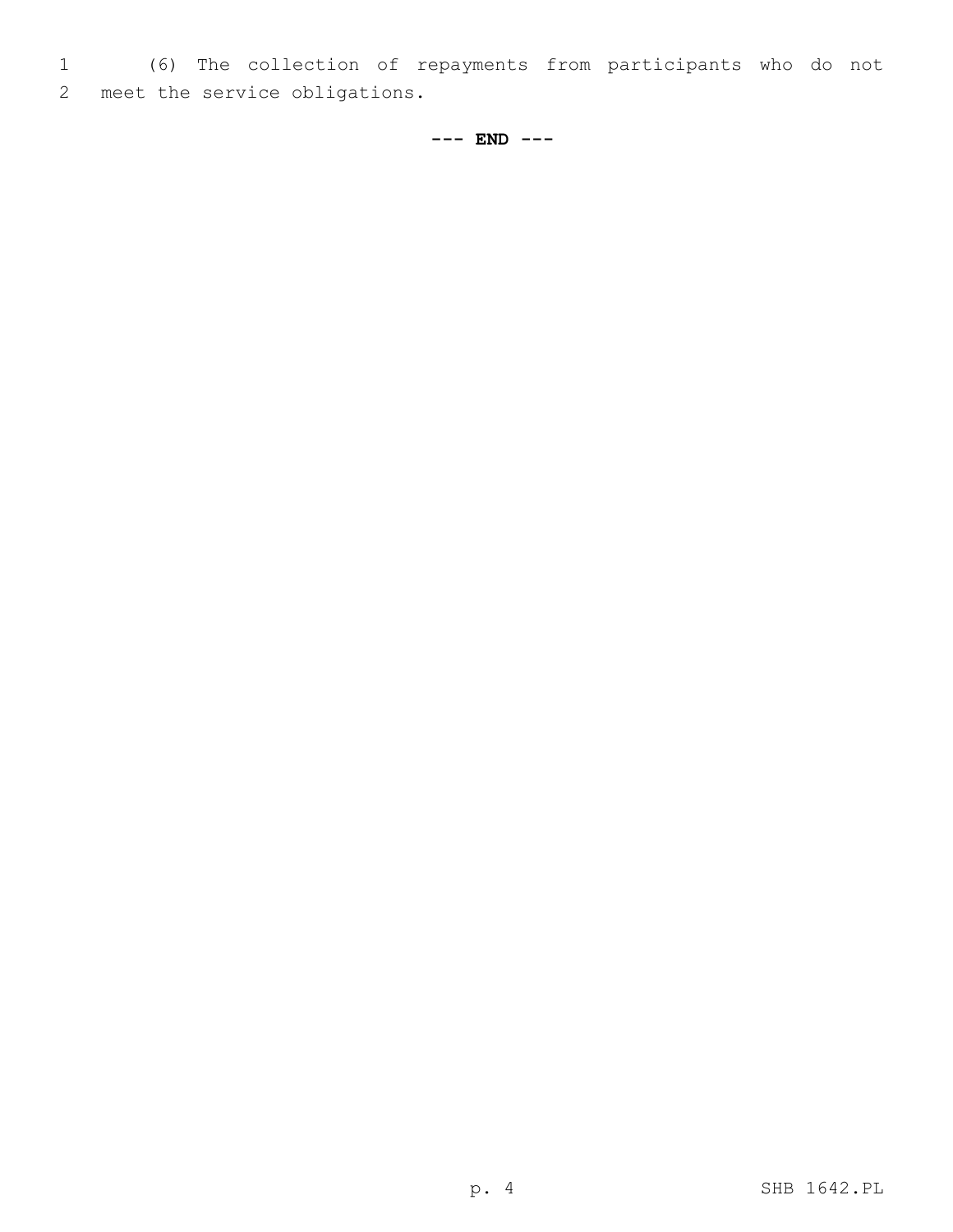(6) The collection of repayments from participants who do not meet the service obligations.

--- END ---